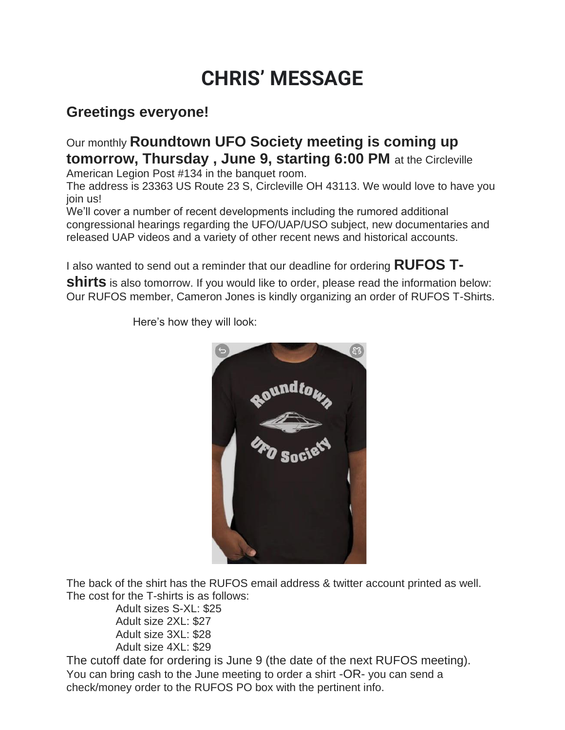# CHRIS' MESSAGE

## Greetings everyone!

Our monthly **Roundtown UFO Society meeting is coming up tomorrow, Thursday , June 9, starting 6:00 PM** at the Circleville American Legion Post #134 in the banquet room.
The address is 23363 US Route 23 S, Circleville OH 43113. We would love to have you join us!
We'll cover a number of recent developments including the rumored additional congressional hearings regarding the UFO/UAP/USO subject, new documentaries and released UAP videos and a variety of other recent news and historical accounts.

I also wanted to send out a reminder that our deadline for ordering **RUFOS T-shirts** is also tomorrow. If you would like to order, please read the information below:
Our RUFOS member, Cameron Jones is kindly organizing an order of RUFOS T-Shirts.

Here's how they will look:

The back of the shirt has the RUFOS email address & twitter account printed as well.
The cost for the T-shirts is as follows:

Adult sizes S-XL: $25
Adult size 2XL: $27
Adult size 3XL: $28
Adult size 4XL: $29

The cutoff date for ordering is June 9 (the date of the next RUFOS meeting).
You can bring cash to the June meeting to order a shirt -OR- you can send a check/money order to the RUFOS PO box with the pertinent info.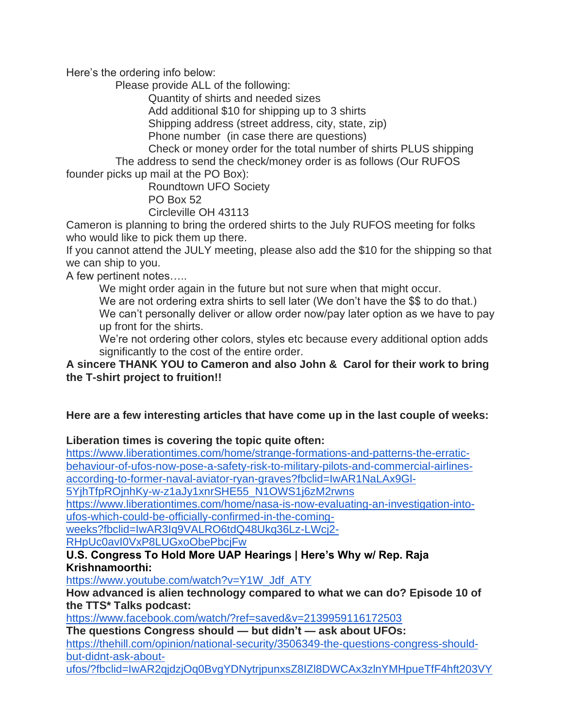Here's the ordering info below:

Please provide ALL of the following:

- Quantity of shirts and needed sizes
- Add additional $10 for shipping up to 3 shirts
- Shipping address (street address, city, state, zip)
- Phone number (in case there are questions)
- Check or money order for the total number of shirts PLUS shipping

The address to send the check/money order is as follows (Our RUFOS founder picks up mail at the PO Box):

Roundtown UFO Society
PO Box 52
Circleville OH 43113

Cameron is planning to bring the ordered shirts to the July RUFOS meeting for folks who would like to pick them up there.

If you cannot attend the JULY meeting, please also add the $10 for the shipping so that we can ship to you.

A few pertinent notes…..

- We might order again in the future but not sure when that might occur.
- We are not ordering extra shirts to sell later (We don't have the $$ to do that.)
- We can't personally deliver or allow order now/pay later option as we have to pay up front for the shirts.
- We're not ordering other colors, styles etc because every additional option adds significantly to the cost of the entire order.

**A sincere THANK YOU to Cameron and also John & Carol for their work to bring the T-shirt project to fruition!!**

**Here are a few interesting articles that have come up in the last couple of weeks:**

**Liberation times is covering the topic quite often:**

https://www.liberationtimes.com/home/strange-formations-and-patterns-the-erratic-behaviour-of-ufos-now-pose-a-safety-risk-to-military-pilots-and-commercial-airlines-according-to-former-naval-aviator-ryan-graves?fbclid=IwAR1NaLAx9Gl-5YjhTfpROjnhKy-w-z1aJy1xnrSHE55_N1OWS1j6zM2rwns

https://www.liberationtimes.com/home/nasa-is-now-evaluating-an-investigation-into-ufos-which-could-be-officially-confirmed-in-the-coming-weeks?fbclid=IwAR3Iq9VALRO6tdQ48Ukq36Lz-LWcj2-RHpUc0avI0VxP8LUGxoObePbcjFw

**U.S. Congress To Hold More UAP Hearings | Here's Why w/ Rep. Raja Krishnamoorthi:**

https://www.youtube.com/watch?v=Y1W_Jdf_ATY

**How advanced is alien technology compared to what we can do? Episode 10 of the TTS* Talks podcast:**

https://www.facebook.com/watch/?ref=saved&v=2139959116172503

**The questions Congress should — but didn't — ask about UFOs:**

https://thehill.com/opinion/national-security/3506349-the-questions-congress-should-but-didnt-ask-about-ufos/?fbclid=IwAR2qjdzjOq0BvgYDNytrjpunxsZ8IZl8DWCAx3zlnYMHpueTfF4hft203VY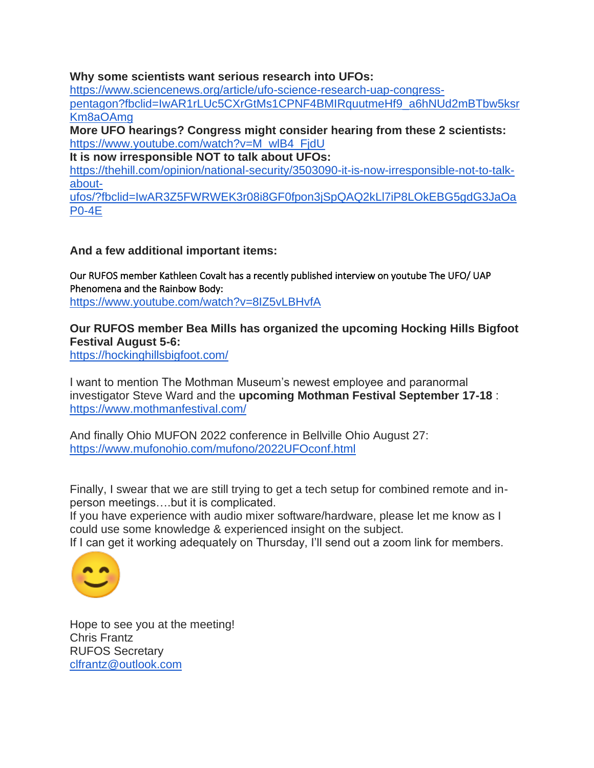**Why some scientists want serious research into UFOs:**
https://www.sciencenews.org/article/ufo-science-research-uap-congress-pentagon?fbclid=IwAR1rLUc5CXrGtMs1CPNF4BMIRquutmeHf9_a6hNUd2mBTbw5ksrKm8aOAmg
**More UFO hearings? Congress might consider hearing from these 2 scientists:**
https://www.youtube.com/watch?v=M_wlB4_FjdU
**It is now irresponsible NOT to talk about UFOs:**
https://thehill.com/opinion/national-security/3503090-it-is-now-irresponsible-not-to-talk-about-ufos/?fbclid=IwAR3Z5FWRWEK3r08i8GF0fpon3jSpQAQ2kLl7iP8LOkEBG5gdG3JaOaP0-4E

**And a few additional important items:**

Our RUFOS member Kathleen Covalt has a recently published interview on youtube The UFO/ UAP Phenomena and the Rainbow Body:
https://www.youtube.com/watch?v=8IZ5vLBHvfA

**Our RUFOS member Bea Mills has organized the upcoming Hocking Hills Bigfoot Festival August 5-6:**
https://hockinghillsbigfoot.com/

I want to mention The Mothman Museum's newest employee and paranormal investigator Steve Ward and the **upcoming Mothman Festival September 17-18** :
https://www.mothmanfestival.com/

And finally Ohio MUFON 2022 conference in Bellville Ohio August 27:
https://www.mufonohio.com/mufono/2022UFOconf.html

Finally, I swear that we are still trying to get a tech setup for combined remote and in-person meetings….but it is complicated.
If you have experience with audio mixer software/hardware, please let me know as I could use some knowledge & experienced insight on the subject.
If I can get it working adequately on Thursday, I'll send out a zoom link for members.

😊

Hope to see you at the meeting!
Chris Frantz
RUFOS Secretary
clfrantz@outlook.com